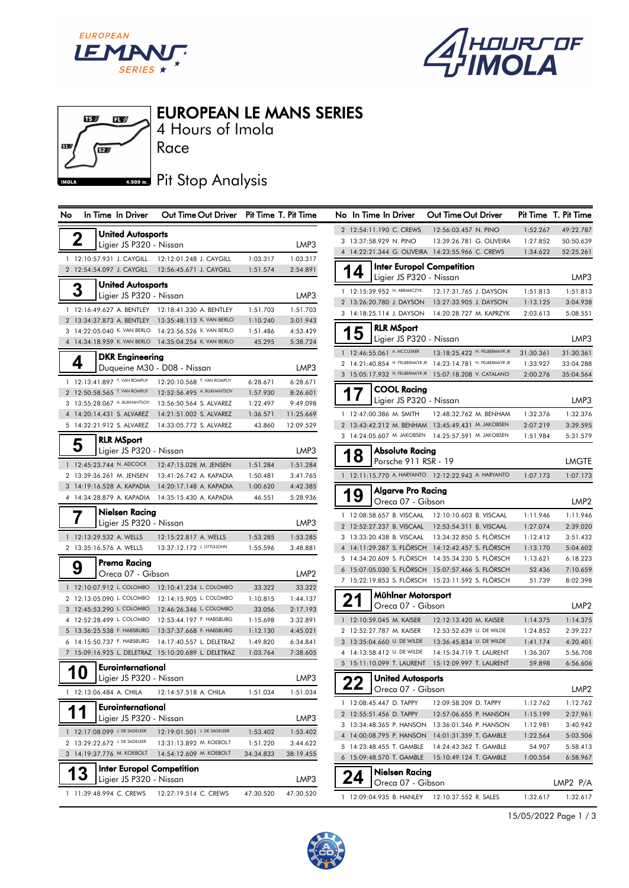# EUROPEAN LE MANS SERIES

## 4 Hours of Imola

Race

## Pit Stop Analysis

| No | In Time | In Driver | Out Time | Out Driver | Pit Time | T. Pit Time |
|---|---|---|---|---|---|---|
| **2** | **United Autosports** | Ligier JS P320 - Nissan | | | | LMP3 |
| 1 | 12:10:57.931 | J. CAYGILL | 12:12:01.248 | J. CAYGILL | 1:03.317 | 1:03.317 |
| 2 | 12:54:54.097 | J. CAYGILL | 12:56:45.671 | J. CAYGILL | 1:51.574 | 2:54.891 |
| **3** | **United Autosports** | Ligier JS P320 - Nissan | | | | LMP3 |
| 1 | 12:16:49.627 | A. BENTLEY | 12:18:41.330 | A. BENTLEY | 1:51.703 | 1:51.703 |
| 2 | 13:34:37.873 | A. BENTLEY | 13:35:48.113 | K. VAN BERLO | 1:10.240 | 3:01.943 |
| 3 | 14:22:05.040 | K. VAN BERLO | 14:23:56.526 | K. VAN BERLO | 1:51.486 | 4:53.429 |
| 4 | 14:34:18.959 | K. VAN BERLO | 14:35:04.254 | K. VAN BERLO | 45.295 | 5:38.724 |
| **4** | **DKR Engineering** | Duqueine M30 - D08 - Nissan | | | | LMP3 |
| 1 | 12:13:41.897 | T. VAN ROMPUY | 12:20:10.568 | T. VAN ROMPUY | 6:28.671 | 6:28.671 |
| 2 | 12:50:58.565 | T. VAN ROMPUY | 12:52:56.495 | A. BUKHANTSOV | 1:57.930 | 8:26.601 |
| 3 | 13:55:28.067 | A. BUKHANTSOV | 13:56:50.564 | S. ALVAREZ | 1:22.497 | 9:49.098 |
| 4 | 14:20:14.431 | S. ALVAREZ | 14:21:51.002 | S. ALVAREZ | 1:36.571 | 11:25.669 |
| 5 | 14:32:21.912 | S. ALVAREZ | 14:33:05.772 | S. ALVAREZ | 43.860 | 12:09.529 |
| **5** | **RLR MSport** | Ligier JS P320 - Nissan | | | | LMP3 |
| 1 | 12:45:23.744 | N. ADCOCK | 12:47:15.028 | M. JENSEN | 1:51.284 | 1:51.284 |
| 2 | 13:39:36.261 | M. JENSEN | 13:41:26.742 | A. KAPADIA | 1:50.481 | 3:41.765 |
| 3 | 14:19:16.528 | A. KAPADIA | 14:20:17.148 | A. KAPADIA | 1:00.620 | 4:42.385 |
| 4 | 14:34:28.879 | A. KAPADIA | 14:35:15.430 | A. KAPADIA | 46.551 | 5:28.936 |
| **7** | **Nielsen Racing** | Ligier JS P320 - Nissan | | | | LMP3 |
| 1 | 12:13:29.532 | A. WELLS | 12:15:22.817 | A. WELLS | 1:53.285 | 1:53.285 |
| 2 | 13:35:16.576 | A. WELLS | 13:37:12.172 | J. LITTLEJOHN | 1:55.596 | 3:48.881 |
| **9** | **Prema Racing** | Oreca 07 - Gibson | | | | LMP2 |
| 1 | 12:10:07.912 | L. COLOMBO | 12:10:41.234 | L. COLOMBO | 33.322 | 33.322 |
| 2 | 12:13:05.090 | L. COLOMBO | 12:14:15.905 | L. COLOMBO | 1:10.815 | 1:44.137 |
| 3 | 12:45:53.290 | L. COLOMBO | 12:46:26.346 | L. COLOMBO | 33.056 | 2:17.193 |
| 4 | 12:52:28.499 | L. COLOMBO | 12:53:44.197 | F. HABSBURG | 1:15.698 | 3:32.891 |
| 5 | 13:36:25.538 | F. HABSBURG | 13:37:37.668 | F. HABSBURG | 1:12.130 | 4:45.021 |
| 6 | 14:15:50.737 | F. HABSBURG | 14:17:40.557 | L. DELETRAZ | 1:49.820 | 6:34.841 |
| 7 | 15:09:16.925 | L. DELETRAZ | 15:10:20.689 | L. DELETRAZ | 1:03.764 | 7:38.605 |
| **10** | **Eurointernational** | Ligier JS P320 - Nissan | | | | LMP3 |
| 1 | 12:13:06.484 | A. CHILA | 12:14:57.518 | A. CHILA | 1:51.034 | 1:51.034 |
| **11** | **Eurointernational** | Ligier JS P320 - Nissan | | | | LMP3 |
| 1 | 12:17:08.099 | J. DE SADELEER | 12:19:01.501 | J. DE SADELEER | 1:53.402 | 1:53.402 |
| 2 | 13:29:22.672 | J. DE SADELEER | 13:31:13.892 | M. KOEBOLT | 1:51.220 | 3:44.622 |
| 3 | 14:19:37.776 | M. KOEBOLT | 14:54:12.609 | M. KOEBOLT | 34:34.833 | 38:19.455 |
| **13** | **Inter Europol Competition** | Ligier JS P320 - Nissan | | | | LMP3 |
| 1 | 11:39:48.994 | C. CREWS | 12:27:19.514 | C. CREWS | 47:30.520 | 47:30.520 |
| 2 | 12:54:11.190 | C. CREWS | 12:56:03.457 | N. PINO | 1:52.267 | 49:22.787 |
| 3 | 13:37:58.929 | N. PINO | 13:39:26.781 | G. OLIVEIRA | 1:27.852 | 50:50.639 |
| 4 | 14:22:21.344 | G. OLIVEIRA | 14:23:55.966 | C. CREWS | 1:34.622 | 52:25.261 |
| **14** | **Inter Europol Competition** | Ligier JS P320 - Nissan | | | | LMP3 |
| 1 | 12:15:39.952 | N. ABRAMCZYK | 12:17:31.765 | J. DAYSON | 1:51.813 | 1:51.813 |
| 2 | 13:26:20.780 | J. DAYSON | 13:27:33.905 | J. DAYSON | 1:13.125 | 3:04.938 |
| 3 | 14:18:25.114 | J. DAYSON | 14:20:28.727 | M. KAPRZYK | 2:03.613 | 5:08.551 |
| **15** | **RLR MSport** | Ligier JS P320 - Nissan | | | | LMP3 |
| 1 | 12:46:55.061 | A. MCCUSKER | 13:18:25.422 | H. FELBERMAYR JR | 31:30.361 | 31:30.361 |
| 2 | 14:21:40.854 | H. FELBERMAYR JR | 14:23:14.781 | H. FELBERMAYR JR | 1:33.927 | 33:04.288 |
| 3 | 15:05:17.932 | H. FELBERMAYR JR | 15:07:18.208 | V. CATALANO | 2:00.276 | 35:04.564 |
| **17** | **COOL Racing** | Ligier JS P320 - Nissan | | | | LMP3 |
| 1 | 12:47:00.386 | M. SMITH | 12:48:32.762 | M. BENHAM | 1:32.376 | 1:32.376 |
| 2 | 13:43:42.212 | M. BENHAM | 13:45:49.431 | M. JAKOBSEN | 2:07.219 | 3:39.595 |
| 3 | 14:24:05.607 | M. JAKOBSEN | 14:25:57.591 | M. JAKOBSEN | 1:51.984 | 5:31.579 |
| **18** | **Absolute Racing** | Porsche 911 RSR - 19 | | | | LMGTE |
| 1 | 12:11:15.770 | A. HARYANTO | 12:12:22.943 | A. HARYANTO | 1:07.173 | 1:07.173 |
| **19** | **Algarve Pro Racing** | Oreca 07 - Gibson | | | | LMP2 |
| 1 | 12:08:58.657 | B. VISCAAL | 12:10:10.603 | B. VISCAAL | 1:11.946 | 1:11.946 |
| 2 | 12:52:27.237 | B. VISCAAL | 12:53:54.311 | B. VISCAAL | 1:27.074 | 2:39.020 |
| 3 | 13:33:20.438 | B. VISCAAL | 13:34:32.850 | S. FLÖRSCH | 1:12.412 | 3:51.432 |
| 4 | 14:11:29.287 | S. FLÖRSCH | 14:12:42.457 | S. FLÖRSCH | 1:13.170 | 5:04.602 |
| 5 | 14:34:20.609 | S. FLÖRSCH | 14:35:34.230 | S. FLÖRSCH | 1:13.621 | 6:18.223 |
| 6 | 15:07:05.030 | S. FLÖRSCH | 15:07:57.466 | S. FLÖRSCH | 52.436 | 7:10.659 |
| 7 | 15:22:19.853 | S. FLÖRSCH | 15:23:11.592 | S. FLÖRSCH | 51.739 | 8:02.398 |
| **21** | **Mühlner Motorsport** | Oreca 07 - Gibson | | | | LMP2 |
| 1 | 12:10:59.045 | M. KAISER | 12:12:13.420 | M. KAISER | 1:14.375 | 1:14.375 |
| 2 | 12:52:27.787 | M. KAISER | 12:53:52.639 | U. DE WILDE | 1:24.852 | 2:39.227 |
| 3 | 13:35:04.660 | U. DE WILDE | 13:36:45.834 | U. DE WILDE | 1:41.174 | 4:20.401 |
| 4 | 14:13:58.412 | U. DE WILDE | 14:15:34.719 | T. LAURENT | 1:36.307 | 5:56.708 |
| 5 | 15:11:10.099 | T. LAURENT | 15:12:09.997 | T. LAURENT | 59.898 | 6:56.606 |
| **22** | **United Autosports** | Oreca 07 - Gibson | | | | LMP2 |
| 1 | 12:08:45.447 | D. TAPPY | 12:09:58.209 | D. TAPPY | 1:12.762 | 1:12.762 |
| 2 | 12:55:51.456 | D. TAPPY | 12:57:06.655 | P. HANSON | 1:15.199 | 2:27.961 |
| 3 | 13:34:48.365 | P. HANSON | 13:36:01.346 | P. HANSON | 1:12.981 | 3:40.942 |
| 4 | 14:00:08.795 | P. HANSON | 14:01:31.359 | T. GAMBLE | 1:22.564 | 5:03.506 |
| 5 | 14:23:48.455 | T. GAMBLE | 14:24:43.362 | T. GAMBLE | 54.907 | 5:58.413 |
| 6 | 15:09:48.570 | T. GAMBLE | 15:10:49.124 | T. GAMBLE | 1:00.554 | 6:58.967 |
| **24** | **Nielsen Racing** | Oreca 07 - Gibson | | | | LMP2 P/A |
| 1 | 12:09:04.935 | B. HANLEY | 12:10:37.552 | R. SALES | 1:32.617 | 1:32.617 |

15/05/2022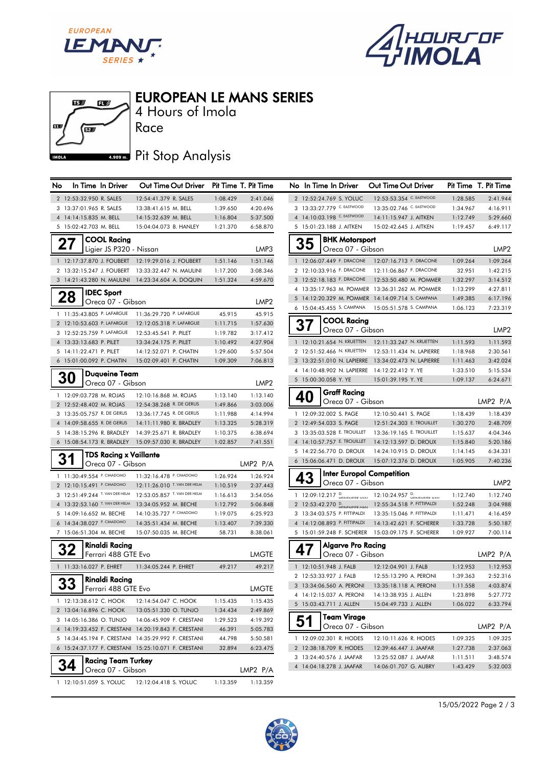# EUROPEAN LE MANS SERIES

4 Hours of Imola

Race

Pit Stop Analysis

| No | In Time | In Driver | Out Time | Out Driver | Pit Time | T. Pit Time |
|---|---|---|---|---|---|---|
| 2 | 12:53:32.950 | R. SALES | 12:54:41.379 | R. SALES | 1:08.429 | 2:41.046 |
| 3 | 13:37:01.965 | R. SALES | 13:38:41.615 | M. BELL | 1:39.650 | 4:20.696 |
| 4 | 14:14:15.835 | M. BELL | 14:15:32.639 | M. BELL | 1:16.804 | 5:37.500 |
| 5 | 15:02:42.703 | M. BELL | 15:04:04.073 | B. HANLEY | 1:21.370 | 6:58.870 |

## 27 COOL Racing
Ligier JS P320 - Nissan — LMP3

| No | In Time | In Driver | Out Time | Out Driver | Pit Time | T. Pit Time |
|---|---|---|---|---|---|---|
| 1 | 12:17:37.870 | J. FOUBERT | 12:19:29.016 | J. FOUBERT | 1:51.146 | 1:51.146 |
| 2 | 13:32:15.247 | J. FOUBERT | 13:33:32.447 | N. MAULINI | 1:17.200 | 3:08.346 |
| 3 | 14:21:43.280 | N. MAULINI | 14:23:34.604 | A. DOQUIN | 1:51.324 | 4:59.670 |

## 28 IDEC Sport
Oreca 07 - Gibson — LMP2

| No | In Time | In Driver | Out Time | Out Driver | Pit Time | T. Pit Time |
|---|---|---|---|---|---|---|
| 1 | 11:35:43.805 | P. LAFARGUE | 11:36:29.720 | P. LAFARGUE | 45.915 | 45.915 |
| 2 | 12:10:53.603 | P. LAFARGUE | 12:12:05.318 | P. LAFARGUE | 1:11.715 | 1:57.630 |
| 3 | 12:52:25.759 | P. LAFARGUE | 12:53:45.541 | P. PILET | 1:19.782 | 3:17.412 |
| 4 | 13:33:13.683 | P. PILET | 13:34:24.175 | P. PILET | 1:10.492 | 4:27.904 |
| 5 | 14:11:22.471 | P. PILET | 14:12:52.071 | P. CHATIN | 1:29.600 | 5:57.504 |
| 6 | 15:01:00.092 | P. CHATIN | 15:02:09.401 | P. CHATIN | 1:09.309 | 7:06.813 |

## 30 Duqueine Team
Oreca 07 - Gibson — LMP2

| No | In Time | In Driver | Out Time | Out Driver | Pit Time | T. Pit Time |
|---|---|---|---|---|---|---|
| 1 | 12:09:03.728 | M. ROJAS | 12:10:16.868 | M. ROJAS | 1:13.140 | 1:13.140 |
| 2 | 12:52:48.402 | M. ROJAS | 12:54:38.268 | R. DE GERUS | 1:49.866 | 3:03.006 |
| 3 | 13:35:05.757 | R. DE GERUS | 13:36:17.745 | R. DE GERUS | 1:11.988 | 4:14.994 |
| 4 | 14:09:58.655 | R. DE GERUS | 14:11:11.980 | R. BRADLEY | 1:13.325 | 5:28.319 |
| 5 | 14:38:15.296 | R. BRADLEY | 14:39:25.671 | R. BRADLEY | 1:10.375 | 6:38.694 |
| 6 | 15:08:54.173 | R. BRADLEY | 15:09:57.030 | R. BRADLEY | 1:02.857 | 7:41.551 |

## 31 TDS Racing x Vaillante
Oreca 07 - Gibson — LMP2 P/A

| No | In Time | In Driver | Out Time | Out Driver | Pit Time | T. Pit Time |
|---|---|---|---|---|---|---|
| 1 | 11:30:49.554 | P. CIMADOMO | 11:32:16.478 | P. CIMADOMO | 1:26.924 | 1:26.924 |
| 2 | 12:10:15.491 | P. CIMADOMO | 12:11:26.010 | T. VAN DER HELM | 1:10.519 | 2:37.443 |
| 3 | 12:51:49.244 | T. VAN DER HELM | 12:53:05.857 | T. VAN DER HELM | 1:16.613 | 3:54.056 |
| 4 | 13:32:53.160 | T. VAN DER HELM | 13:34:05.952 | M. BECHE | 1:12.792 | 5:06.848 |
| 5 | 14:09:16.652 | M. BECHE | 14:10:35.727 | P. CIMADOMO | 1:19.075 | 6:25.923 |
| 6 | 14:34:38.027 | P. CIMADOMO | 14:35:51.434 | M. BECHE | 1:13.407 | 7:39.330 |
| 7 | 15:06:51.304 | M. BECHE | 15:07:50.035 | M. BECHE | 58.731 | 8:38.061 |

## 32 Rinaldi Racing
Ferrari 488 GTE Evo — LMGTE

| No | In Time | In Driver | Out Time | Out Driver | Pit Time | T. Pit Time |
|---|---|---|---|---|---|---|
| 1 | 11:33:16.027 | P. EHRET | 11:34:05.244 | P. EHRET | 49.217 | 49.217 |

## 33 Rinaldi Racing
Ferrari 488 GTE Evo — LMGTE

| No | In Time | In Driver | Out Time | Out Driver | Pit Time | T. Pit Time |
|---|---|---|---|---|---|---|
| 1 | 12:13:38.612 | C. HOOK | 12:14:54.047 | C. HOOK | 1:15.435 | 1:15.435 |
| 2 | 13:04:16.896 | C. HOOK | 13:05:51.330 | O. TUNJO | 1:34.434 | 2:49.869 |
| 3 | 14:05:16.386 | O. TUNJO | 14:06:45.909 | F. CRESTANI | 1:29.523 | 4:19.392 |
| 4 | 14:19:33.452 | F. CRESTANI | 14:20:19.843 | F. CRESTANI | 46.391 | 5:05.783 |
| 5 | 14:34:45.194 | F. CRESTANI | 14:35:29.992 | F. CRESTANI | 44.798 | 5:50.581 |
| 6 | 15:24:37.177 | F. CRESTANI | 15:25:10.071 | F. CRESTANI | 32.894 | 6:23.475 |

## 34 Racing Team Turkey
Oreca 07 - Gibson — LMP2 P/A

| No | In Time | In Driver | Out Time | Out Driver | Pit Time | T. Pit Time |
|---|---|---|---|---|---|---|
| 1 | 12:10:51.059 | S. YOLUC | 12:12:04.418 | S. YOLUC | 1:13.359 | 1:13.359 |
| 2 | 12:52:24.769 | S. YOLUC | 12:53:53.354 | C. EASTWOOD | 1:28.585 | 2:41.944 |
| 3 | 13:33:27.779 | C. EASTWOOD | 13:35:02.746 | C. EASTWOOD | 1:34.967 | 4:16.911 |
| 4 | 14:10:03.198 | C. EASTWOOD | 14:11:15.947 | J. AITKEN | 1:12.749 | 5:29.660 |
| 5 | 15:01:23.188 | J. AITKEN | 15:02:42.645 | J. AITKEN | 1:19.457 | 6:49.117 |

## 35 BHK Motorsport
Oreca 07 - Gibson — LMP2

| No | In Time | In Driver | Out Time | Out Driver | Pit Time | T. Pit Time |
|---|---|---|---|---|---|---|
| 1 | 12:06:07.449 | F. DRACONE | 12:07:16.713 | F. DRACONE | 1:09.264 | 1:09.264 |
| 2 | 12:10:33.916 | F. DRACONE | 12:11:06.867 | F. DRACONE | 32.951 | 1:42.215 |
| 3 | 12:52:18.183 | F. DRACONE | 12:53:50.480 | M. POMMER | 1:32.297 | 3:14.512 |
| 4 | 13:35:17.963 | M. POMMER | 13:36:31.262 | M. POMMER | 1:13.299 | 4:27.811 |
| 5 | 14:12:20.329 | M. POMMER | 14:14:09.714 | S. CAMPANA | 1:49.385 | 6:17.196 |
| 6 | 15:04:45.455 | S. CAMPANA | 15:05:51.578 | S. CAMPANA | 1:06.123 | 7:23.319 |

## 37 COOL Racing
Oreca 07 - Gibson — LMP2

| No | In Time | In Driver | Out Time | Out Driver | Pit Time | T. Pit Time |
|---|---|---|---|---|---|---|
| 1 | 12:10:21.654 | N. KRUETTEN | 12:11:33.247 | N. KRUETTEN | 1:11.593 | 1:11.593 |
| 2 | 12:51:52.466 | N. KRUETTEN | 12:53:11.434 | N. LAPIERRE | 1:18.968 | 2:30.561 |
| 3 | 13:32:51.010 | N. LAPIERRE | 13:34:02.473 | N. LAPIERRE | 1:11.463 | 3:42.024 |
| 4 | 14:10:48.902 | N. LAPIERRE | 14:12:22.412 | Y. YE | 1:33.510 | 5:15.534 |
| 5 | 15:00:30.058 | Y. YE | 15:01:39.195 | Y. YE | 1:09.137 | 6:24.671 |

## 40 Graff Racing
Oreca 07 - Gibson — LMP2 P/A

| No | In Time | In Driver | Out Time | Out Driver | Pit Time | T. Pit Time |
|---|---|---|---|---|---|---|
| 1 | 12:09:32.002 | S. PAGE | 12:10:50.441 | S. PAGE | 1:18.439 | 1:18.439 |
| 2 | 12:49:54.033 | S. PAGE | 12:51:24.303 | E. TROUILLET | 1:30.270 | 2:48.709 |
| 3 | 13:35:03.528 | E. TROUILLET | 13:36:19.165 | E. TROUILLET | 1:15.637 | 4:04.346 |
| 4 | 14:10:57.757 | E. TROUILLET | 14:12:13.597 | D. DROUX | 1:15.840 | 5:20.186 |
| 5 | 14:22:56.770 | D. DROUX | 14:24:10.915 | D. DROUX | 1:14.145 | 6:34.331 |
| 6 | 15:06:06.471 | D. DROUX | 15:07:12.376 | D. DROUX | 1:05.905 | 7:40.236 |

## 43 Inter Europol Competition
Oreca 07 - Gibson — LMP2

| No | In Time | In Driver | Out Time | Out Driver | Pit Time | T. Pit Time |
|---|---|---|---|---|---|---|
| 1 | 12:09:12.217 | D. HEINEMEIER HAN | 12:10:24.957 | D. HEINEMEIER HAN | 1:12.740 | 1:12.740 |
| 2 | 12:53:42.270 | D. HEINEMEIER HAN | 12:55:34.518 | P. FITTIPALDI | 1:52.248 | 3:04.988 |
| 3 | 13:34:03.575 | P. FITTIPALDI | 13:35:15.046 | P. FITTIPALDI | 1:11.471 | 4:16.459 |
| 4 | 14:12:08.893 | P. FITTIPALDI | 14:13:42.621 | F. SCHERER | 1:33.728 | 5:50.187 |
| 5 | 15:01:59.248 | F. SCHERER | 15:03:09.175 | F. SCHERER | 1:09.927 | 7:00.114 |

## 47 Algarve Pro Racing
Oreca 07 - Gibson — LMP2 P/A

| No | In Time | In Driver | Out Time | Out Driver | Pit Time | T. Pit Time |
|---|---|---|---|---|---|---|
| 1 | 12:10:51.948 | J. FALB | 12:12:04.901 | J. FALB | 1:12.953 | 1:12.953 |
| 2 | 12:53:33.927 | J. FALB | 12:55:13.290 | A. PERONI | 1:39.363 | 2:52.316 |
| 3 | 13:34:06.560 | A. PERONI | 13:35:18.118 | A. PERONI | 1:11.558 | 4:03.874 |
| 4 | 14:12:15.037 | A. PERONI | 14:13:38.935 | J. ALLEN | 1:23.898 | 5:27.772 |
| 5 | 15:03:43.711 | J. ALLEN | 15:04:49.733 | J. ALLEN | 1:06.022 | 6:33.794 |

## 51 Team Virage
Oreca 07 - Gibson — LMP2 P/A

| No | In Time | In Driver | Out Time | Out Driver | Pit Time | T. Pit Time |
|---|---|---|---|---|---|---|
| 1 | 12:09:02.301 | R. HODES | 12:10:11.626 | R. HODES | 1:09.325 | 1:09.325 |
| 2 | 12:38:18.709 | R. HODES | 12:39:46.447 | J. JAAFAR | 1:27.738 | 2:37.063 |
| 3 | 13:24:40.576 | J. JAAFAR | 13:25:52.087 | J. JAAFAR | 1:11.511 | 3:48.574 |
| 4 | 14:04:18.278 | J. JAAFAR | 14:06:01.707 | G. AUBRY | 1:43.429 | 5:32.003 |

15/05/2022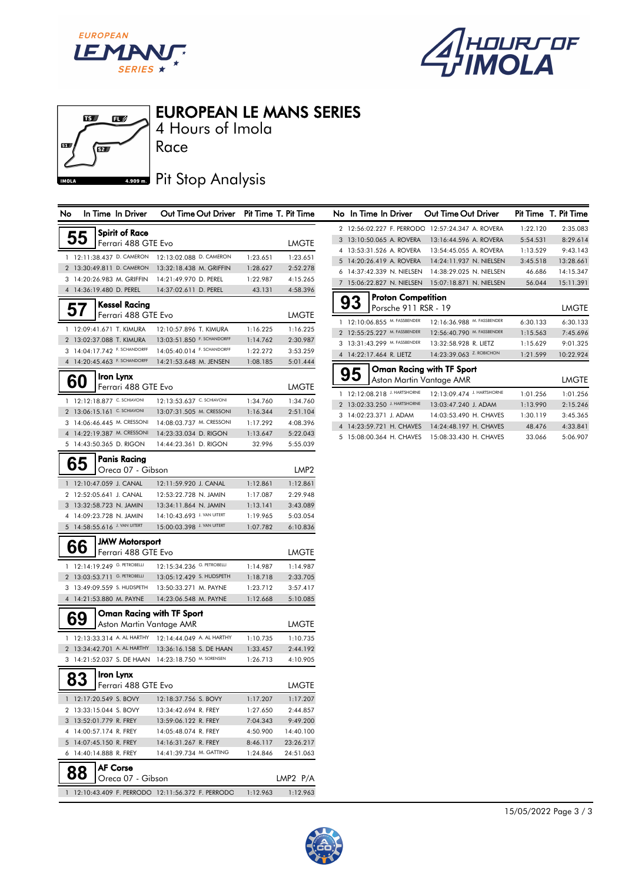# EUROPEAN LE MANS SERIES

4 Hours of Imola

Race

## Pit Stop Analysis

### 55 Spirit of Race — Ferrari 488 GTE Evo — LMGTE

| No | In Time | In Driver | Out Time | Out Driver | Pit Time | T. Pit Time |
|---|---|---|---|---|---|---|
| 1 | 12:11:38.437 | D. CAMERON | 12:13:02.088 | D. CAMERON | 1:23.651 | 1:23.651 |
| 2 | 13:30:49.811 | D. CAMERON | 13:32:18.438 | M. GRIFFIN | 1:28.627 | 2:52.278 |
| 3 | 14:20:26.983 | M. GRIFFIN | 14:21:49.970 | D. PEREL | 1:22.987 | 4:15.265 |
| 4 | 14:36:19.480 | D. PEREL | 14:37:02.611 | D. PEREL | 43.131 | 4:58.396 |

### 57 Kessel Racing — Ferrari 488 GTE Evo — LMGTE

| No | In Time | In Driver | Out Time | Out Driver | Pit Time | T. Pit Time |
|---|---|---|---|---|---|---|
| 1 | 12:09:41.671 | T. KIMURA | 12:10:57.896 | T. KIMURA | 1:16.225 | 1:16.225 |
| 2 | 13:02:37.088 | T. KIMURA | 13:03:51.850 | F. SCHANDORFF | 1:14.762 | 2:30.987 |
| 3 | 14:04:17.742 | F. SCHANDORFF | 14:05:40.014 | F. SCHANDORFF | 1:22.272 | 3:53.259 |
| 4 | 14:20:45.463 | F. SCHANDORFF | 14:21:53.648 | M. JENSEN | 1:08.185 | 5:01.444 |

### 60 Iron Lynx — Ferrari 488 GTE Evo — LMGTE

| No | In Time | In Driver | Out Time | Out Driver | Pit Time | T. Pit Time |
|---|---|---|---|---|---|---|
| 1 | 12:12:18.877 | C. SCHIAVONI | 12:13:53.637 | C. SCHIAVONI | 1:34.760 | 1:34.760 |
| 2 | 13:06:15.161 | C. SCHIAVONI | 13:07:31.505 | M. CRESSONI | 1:16.344 | 2:51.104 |
| 3 | 14:06:46.445 | M. CRESSONI | 14:08:03.737 | M. CRESSONI | 1:17.292 | 4:08.396 |
| 4 | 14:22:19.387 | M. CRESSONI | 14:23:33.034 | D. RIGON | 1:13.647 | 5:22.043 |
| 5 | 14:43:50.365 | D. RIGON | 14:44:23.361 | D. RIGON | 32.996 | 5:55.039 |

### 65 Panis Racing — Oreca 07 - Gibson — LMP2

| No | In Time | In Driver | Out Time | Out Driver | Pit Time | T. Pit Time |
|---|---|---|---|---|---|---|
| 1 | 12:10:47.059 | J. CANAL | 12:11:59.920 | J. CANAL | 1:12.861 | 1:12.861 |
| 2 | 12:52:05.641 | J. CANAL | 12:53:22.728 | N. JAMIN | 1:17.087 | 2:29.948 |
| 3 | 13:32:58.723 | N. JAMIN | 13:34:11.864 | N. JAMIN | 1:13.141 | 3:43.089 |
| 4 | 14:09:23.728 | N. JAMIN | 14:10:43.693 | J. VAN UITERT | 1:19.965 | 5:03.054 |
| 5 | 14:58:55.616 | J. VAN UITERT | 15:00:03.398 | J. VAN UITERT | 1:07.782 | 6:10.836 |

### 66 JMW Motorsport — Ferrari 488 GTE Evo — LMGTE

| No | In Time | In Driver | Out Time | Out Driver | Pit Time | T. Pit Time |
|---|---|---|---|---|---|---|
| 1 | 12:14:19.249 | G. PETROBELLI | 12:15:34.236 | G. PETROBELLI | 1:14.987 | 1:14.987 |
| 2 | 13:03:53.711 | G. PETROBELLI | 13:05:12.429 | S. HUDSPETH | 1:18.718 | 2:33.705 |
| 3 | 13:49:09.559 | S. HUDSPETH | 13:50:33.271 | M. PAYNE | 1:23.712 | 3:57.417 |
| 4 | 14:21:53.880 | M. PAYNE | 14:23:06.548 | M. PAYNE | 1:12.668 | 5:10.085 |

### 69 Oman Racing with TF Sport — Aston Martin Vantage AMR — LMGTE

| No | In Time | In Driver | Out Time | Out Driver | Pit Time | T. Pit Time |
|---|---|---|---|---|---|---|
| 1 | 12:13:33.314 | A. AL HARTHY | 12:14:44.049 | A. AL HARTHY | 1:10.735 | 1:10.735 |
| 2 | 13:34:42.701 | A. AL HARTHY | 13:36:16.158 | S. DE HAAN | 1:33.457 | 2:44.192 |
| 3 | 14:21:52.037 | S. DE HAAN | 14:23:18.750 | M. SORENSEN | 1:26.713 | 4:10.905 |

### 83 Iron Lynx — Ferrari 488 GTE Evo — LMGTE

| No | In Time | In Driver | Out Time | Out Driver | Pit Time | T. Pit Time |
|---|---|---|---|---|---|---|
| 1 | 12:17:20.549 | S. BOVY | 12:18:37.756 | S. BOVY | 1:17.207 | 1:17.207 |
| 2 | 13:33:15.044 | S. BOVY | 13:34:42.694 | R. FREY | 1:27.650 | 2:44.857 |
| 3 | 13:52:01.779 | R. FREY | 13:59:06.122 | R. FREY | 7:04.343 | 9:49.200 |
| 4 | 14:00:57.174 | R. FREY | 14:05:48.074 | R. FREY | 4:50.900 | 14:40.100 |
| 5 | 14:07:45.150 | R. FREY | 14:16:31.267 | R. FREY | 8:46.117 | 23:26.217 |
| 6 | 14:40:14.888 | R. FREY | 14:41:39.734 | M. GATTING | 1:24.846 | 24:51.063 |

### 88 AF Corse — Oreca 07 - Gibson — LMP2 P/A

| No | In Time | In Driver | Out Time | Out Driver | Pit Time | T. Pit Time |
|---|---|---|---|---|---|---|
| 1 | 12:10:43.409 | F. PERRODO | 12:11:56.372 | F. PERRODO | 1:12.963 | 1:12.963 |
| 2 | 12:56:02.227 | F. PERRODO | 12:57:24.347 | A. ROVERA | 1:22.120 | 2:35.083 |
| 3 | 13:10:50.065 | A. ROVERA | 13:16:44.596 | A. ROVERA | 5:54.531 | 8:29.614 |
| 4 | 13:53:31.526 | A. ROVERA | 13:54:45.055 | A. ROVERA | 1:13.529 | 9:43.143 |
| 5 | 14:20:26.419 | A. ROVERA | 14:24:11.937 | N. NIELSEN | 3:45.518 | 13:28.661 |
| 6 | 14:37:42.339 | N. NIELSEN | 14:38:29.025 | N. NIELSEN | 46.686 | 14:15.347 |
| 7 | 15:06:22.827 | N. NIELSEN | 15:07:18.871 | N. NIELSEN | 56.044 | 15:11.391 |

### 93 Proton Competition — Porsche 911 RSR - 19 — LMGTE

| No | In Time | In Driver | Out Time | Out Driver | Pit Time | T. Pit Time |
|---|---|---|---|---|---|---|
| 1 | 12:10:06.855 | M. FASSBENDER | 12:16:36.988 | M. FASSBENDER | 6:30.133 | 6:30.133 |
| 2 | 12:55:25.227 | M. FASSBENDER | 12:56:40.790 | M. FASSBENDER | 1:15.563 | 7:45.696 |
| 3 | 13:31:43.299 | M. FASSBENDER | 13:32:58.928 | R. LIETZ | 1:15.629 | 9:01.325 |
| 4 | 14:22:17.464 | R. LIETZ | 14:23:39.063 | Z. ROBICHON | 1:21.599 | 10:22.924 |

### 95 Oman Racing with TF Sport — Aston Martin Vantage AMR — LMGTE

| No | In Time | In Driver | Out Time | Out Driver | Pit Time | T. Pit Time |
|---|---|---|---|---|---|---|
| 1 | 12:12:08.218 | J. HARTSHORNE | 12:13:09.474 | J. HARTSHORNE | 1:01.256 | 1:01.256 |
| 2 | 13:02:33.250 | J. HARTSHORNE | 13:03:47.240 | J. ADAM | 1:13.990 | 2:15.246 |
| 3 | 14:02:23.371 | J. ADAM | 14:03:53.490 | H. CHAVES | 1:30.119 | 3:45.365 |
| 4 | 14:23:59.721 | H. CHAVES | 14:24:48.197 | H. CHAVES | 48.476 | 4:33.841 |
| 5 | 15:08:00.364 | H. CHAVES | 15:08:33.430 | H. CHAVES | 33.066 | 5:06.907 |

15/05/2022